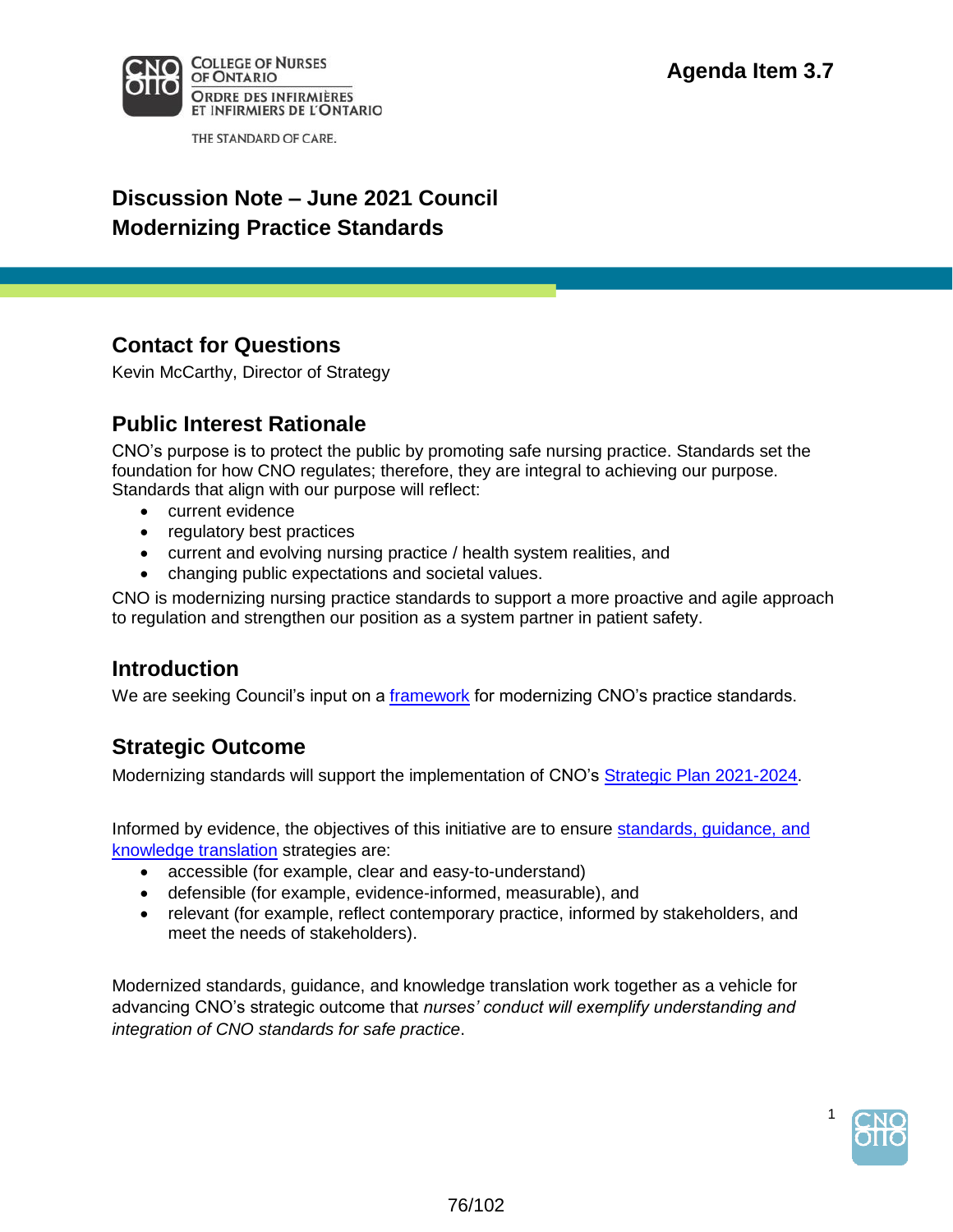Agenda Item 3.7

# Discussion Note – June 2021 Council
# Modernizing Practice Standards

## Contact for Questions

Kevin McCarthy, Director of Strategy

## Public Interest Rationale

CNO's purpose is to protect the public by promoting safe nursing practice. Standards set the foundation for how CNO regulates; therefore, they are integral to achieving our purpose. Standards that align with our purpose will reflect:

- current evidence
- regulatory best practices
- current and evolving nursing practice / health system realities, and
- changing public expectations and societal values.

CNO is modernizing nursing practice standards to support a more proactive and agile approach to regulation and strengthen our position as a system partner in patient safety.

## Introduction

We are seeking Council's input on a framework for modernizing CNO's practice standards.

## Strategic Outcome

Modernizing standards will support the implementation of CNO's Strategic Plan 2021-2024.

Informed by evidence, the objectives of this initiative are to ensure standards, guidance, and knowledge translation strategies are:

- accessible (for example, clear and easy-to-understand)
- defensible (for example, evidence-informed, measurable), and
- relevant (for example, reflect contemporary practice, informed by stakeholders, and meet the needs of stakeholders).

Modernized standards, guidance, and knowledge translation work together as a vehicle for advancing CNO's strategic outcome that *nurses' conduct will exemplify understanding and integration of CNO standards for safe practice*.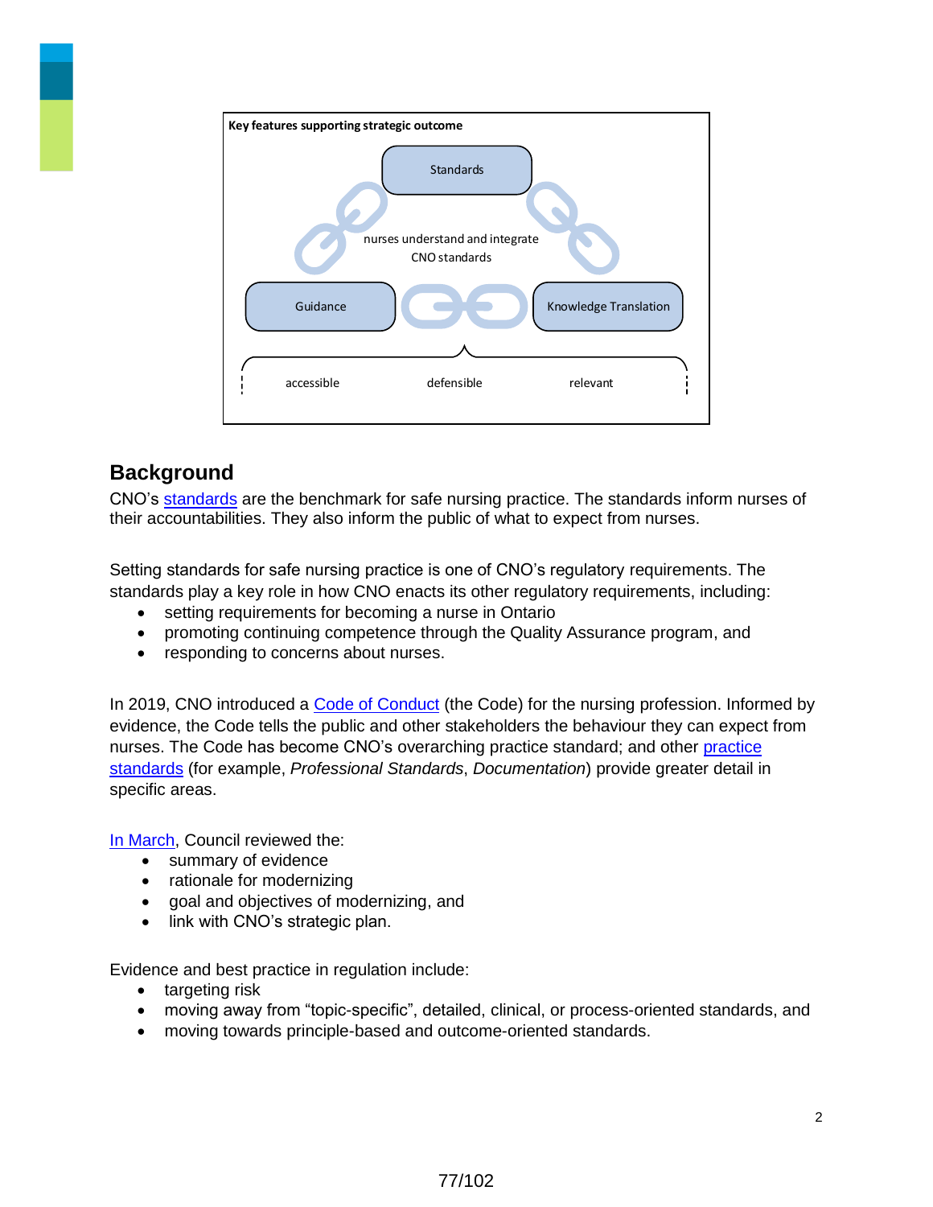**Key features supporting strategic outcome**

Standards

nurses understand and integrate CNO standards

Guidance

Knowledge Translation

accessible

defensible

relevant

## Background

CNO's standards are the benchmark for safe nursing practice. The standards inform nurses of their accountabilities. They also inform the public of what to expect from nurses.

Setting standards for safe nursing practice is one of CNO's regulatory requirements. The standards play a key role in how CNO enacts its other regulatory requirements, including:

- setting requirements for becoming a nurse in Ontario
- promoting continuing competence through the Quality Assurance program, and
- responding to concerns about nurses.

In 2019, CNO introduced a Code of Conduct (the Code) for the nursing profession. Informed by evidence, the Code tells the public and other stakeholders the behaviour they can expect from nurses. The Code has become CNO's overarching practice standard; and other practice standards (for example, *Professional Standards*, *Documentation*) provide greater detail in specific areas.

In March, Council reviewed the:

- summary of evidence
- rationale for modernizing
- goal and objectives of modernizing, and
- link with CNO's strategic plan.

Evidence and best practice in regulation include:

- targeting risk
- moving away from "topic-specific", detailed, clinical, or process-oriented standards, and
- moving towards principle-based and outcome-oriented standards.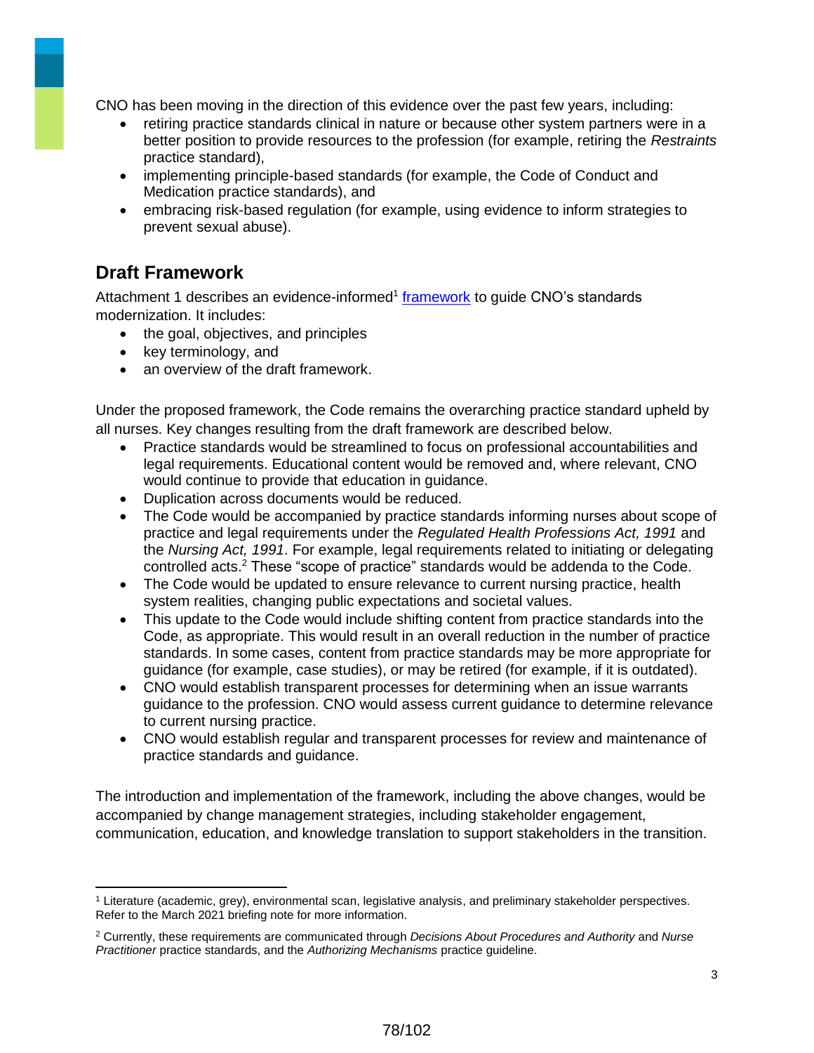CNO has been moving in the direction of this evidence over the past few years, including:

- retiring practice standards clinical in nature or because other system partners were in a better position to provide resources to the profession (for example, retiring the *Restraints* practice standard),
- implementing principle-based standards (for example, the Code of Conduct and Medication practice standards), and
- embracing risk-based regulation (for example, using evidence to inform strategies to prevent sexual abuse).

## Draft Framework

Attachment 1 describes an evidence-informed[1] framework to guide CNO's standards modernization. It includes:

- the goal, objectives, and principles
- key terminology, and
- an overview of the draft framework.

Under the proposed framework, the Code remains the overarching practice standard upheld by all nurses. Key changes resulting from the draft framework are described below.

- Practice standards would be streamlined to focus on professional accountabilities and legal requirements. Educational content would be removed and, where relevant, CNO would continue to provide that education in guidance.
- Duplication across documents would be reduced.
- The Code would be accompanied by practice standards informing nurses about scope of practice and legal requirements under the *Regulated Health Professions Act, 1991* and the *Nursing Act, 1991*. For example, legal requirements related to initiating or delegating controlled acts.[2] These "scope of practice" standards would be addenda to the Code.
- The Code would be updated to ensure relevance to current nursing practice, health system realities, changing public expectations and societal values.
- This update to the Code would include shifting content from practice standards into the Code, as appropriate. This would result in an overall reduction in the number of practice standards. In some cases, content from practice standards may be more appropriate for guidance (for example, case studies), or may be retired (for example, if it is outdated).
- CNO would establish transparent processes for determining when an issue warrants guidance to the profession. CNO would assess current guidance to determine relevance to current nursing practice.
- CNO would establish regular and transparent processes for review and maintenance of practice standards and guidance.

The introduction and implementation of the framework, including the above changes, would be accompanied by change management strategies, including stakeholder engagement, communication, education, and knowledge translation to support stakeholders in the transition.

---

[1] Literature (academic, grey), environmental scan, legislative analysis, and preliminary stakeholder perspectives. Refer to the March 2021 briefing note for more information.

[2] Currently, these requirements are communicated through *Decisions About Procedures and Authority* and *Nurse Practitioner* practice standards, and the *Authorizing Mechanisms* practice guideline.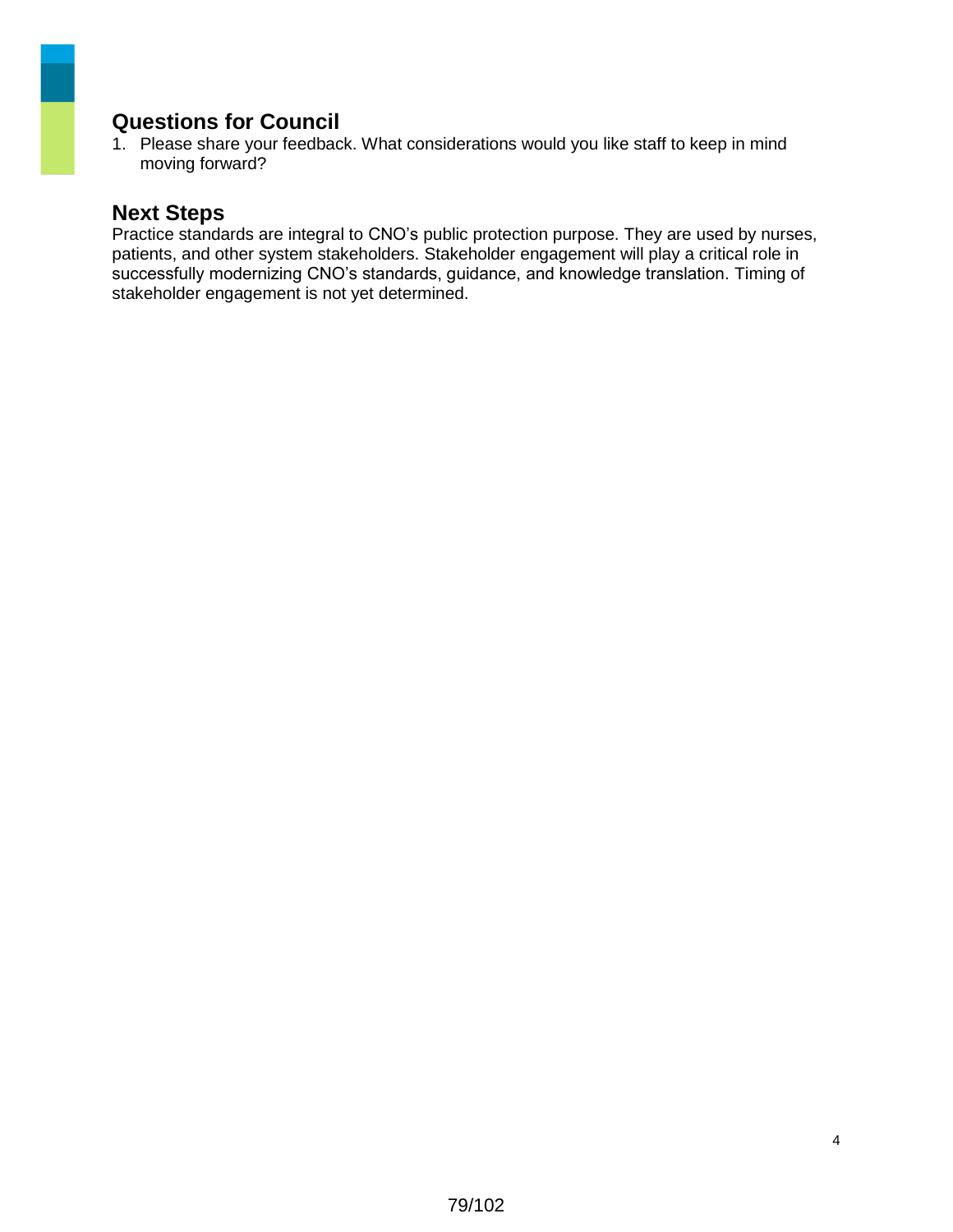## Questions for Council

1. Please share your feedback. What considerations would you like staff to keep in mind moving forward?

## Next Steps

Practice standards are integral to CNO's public protection purpose. They are used by nurses, patients, and other system stakeholders. Stakeholder engagement will play a critical role in successfully modernizing CNO's standards, guidance, and knowledge translation. Timing of stakeholder engagement is not yet determined.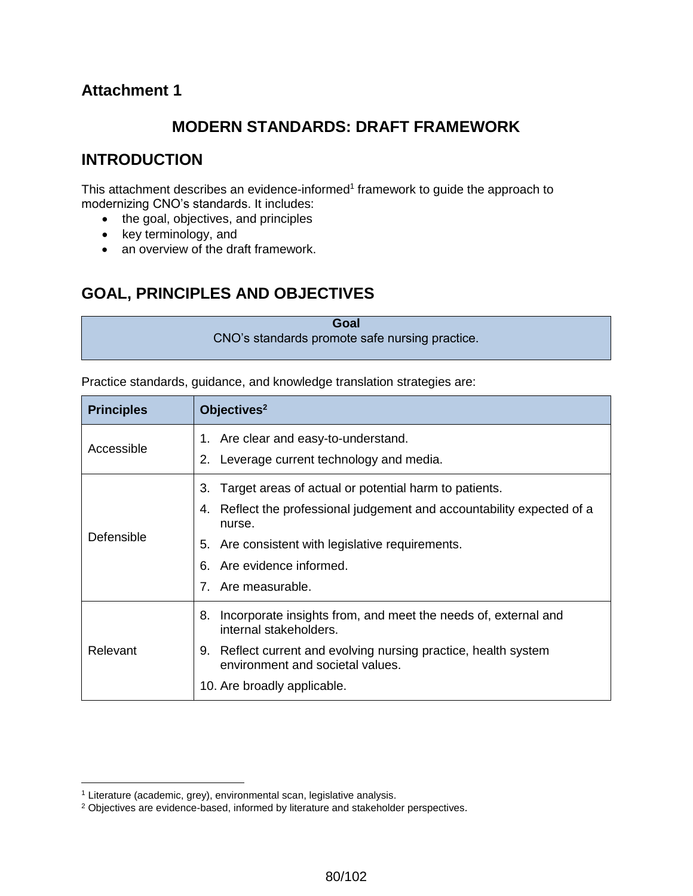## Attachment 1

# MODERN STANDARDS: DRAFT FRAMEWORK

## INTRODUCTION

This attachment describes an evidence-informed[1] framework to guide the approach to modernizing CNO's standards. It includes:

- the goal, objectives, and principles
- key terminology, and
- an overview of the draft framework.

## GOAL, PRINCIPLES AND OBJECTIVES

| Goal |
|---|
| CNO's standards promote safe nursing practice. |

Practice standards, guidance, and knowledge translation strategies are:

| Principles | Objectives[2] |
|---|---|
| Accessible | 1. Are clear and easy-to-understand.<br>2. Leverage current technology and media. |
| Defensible | 3. Target areas of actual or potential harm to patients.<br>4. Reflect the professional judgement and accountability expected of a nurse.<br>5. Are consistent with legislative requirements.<br>6. Are evidence informed.<br>7. Are measurable. |
| Relevant | 8. Incorporate insights from, and meet the needs of, external and internal stakeholders.<br>9. Reflect current and evolving nursing practice, health system environment and societal values.<br>10. Are broadly applicable. |

[1] Literature (academic, grey), environmental scan, legislative analysis.
[2] Objectives are evidence-based, informed by literature and stakeholder perspectives.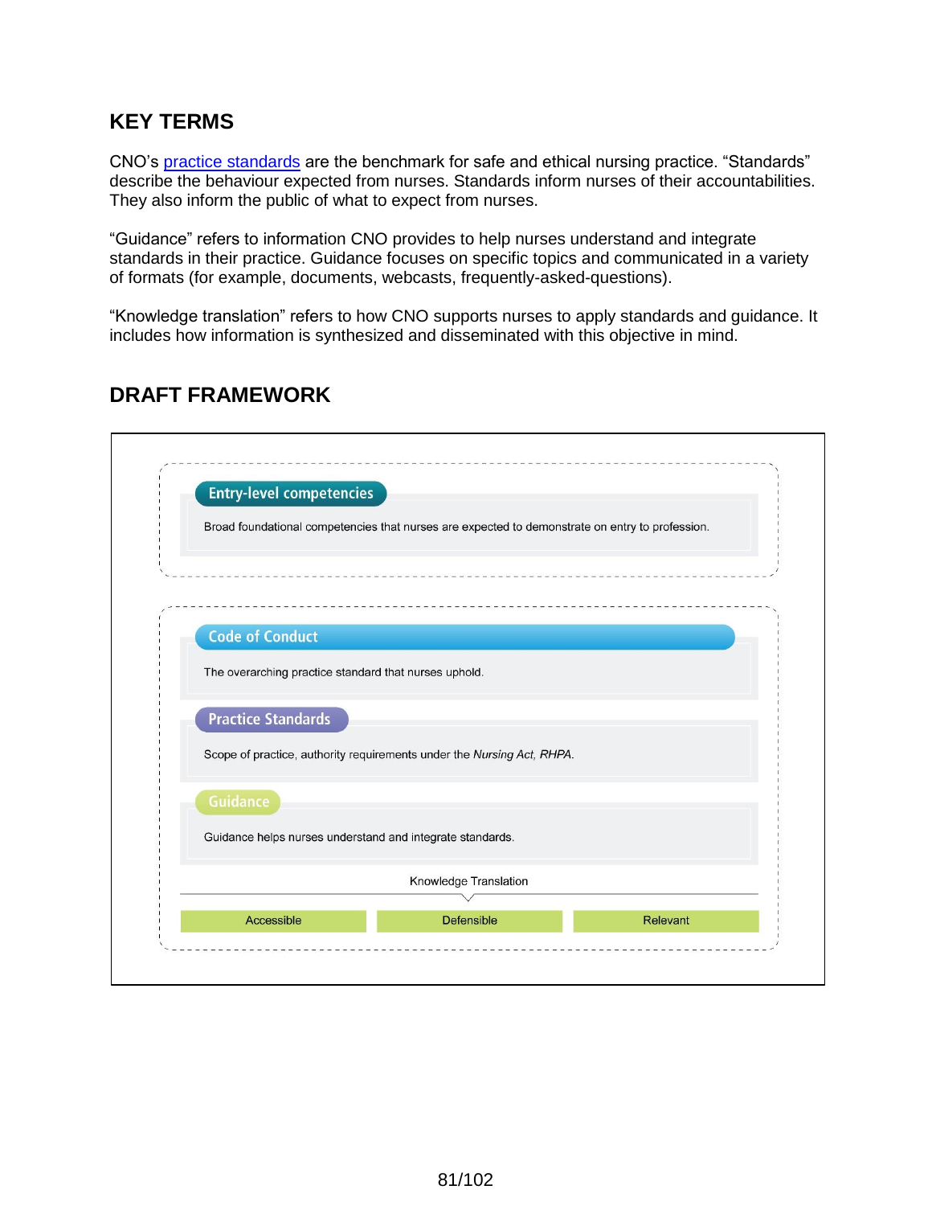## KEY TERMS

CNO's practice standards are the benchmark for safe and ethical nursing practice. "Standards" describe the behaviour expected from nurses. Standards inform nurses of their accountabilities. They also inform the public of what to expect from nurses.

"Guidance" refers to information CNO provides to help nurses understand and integrate standards in their practice. Guidance focuses on specific topics and communicated in a variety of formats (for example, documents, webcasts, frequently-asked-questions).

"Knowledge translation" refers to how CNO supports nurses to apply standards and guidance. It includes how information is synthesized and disseminated with this objective in mind.

## DRAFT FRAMEWORK

**Entry-level competencies**

Broad foundational competencies that nurses are expected to demonstrate on entry to profession.

**Code of Conduct**

The overarching practice standard that nurses uphold.

**Practice Standards**

Scope of practice, authority requirements under the *Nursing Act, RHPA.*

**Guidance**

Guidance helps nurses understand and integrate standards.

Knowledge Translation

| Accessible | Defensible | Relevant |
|---|---|---|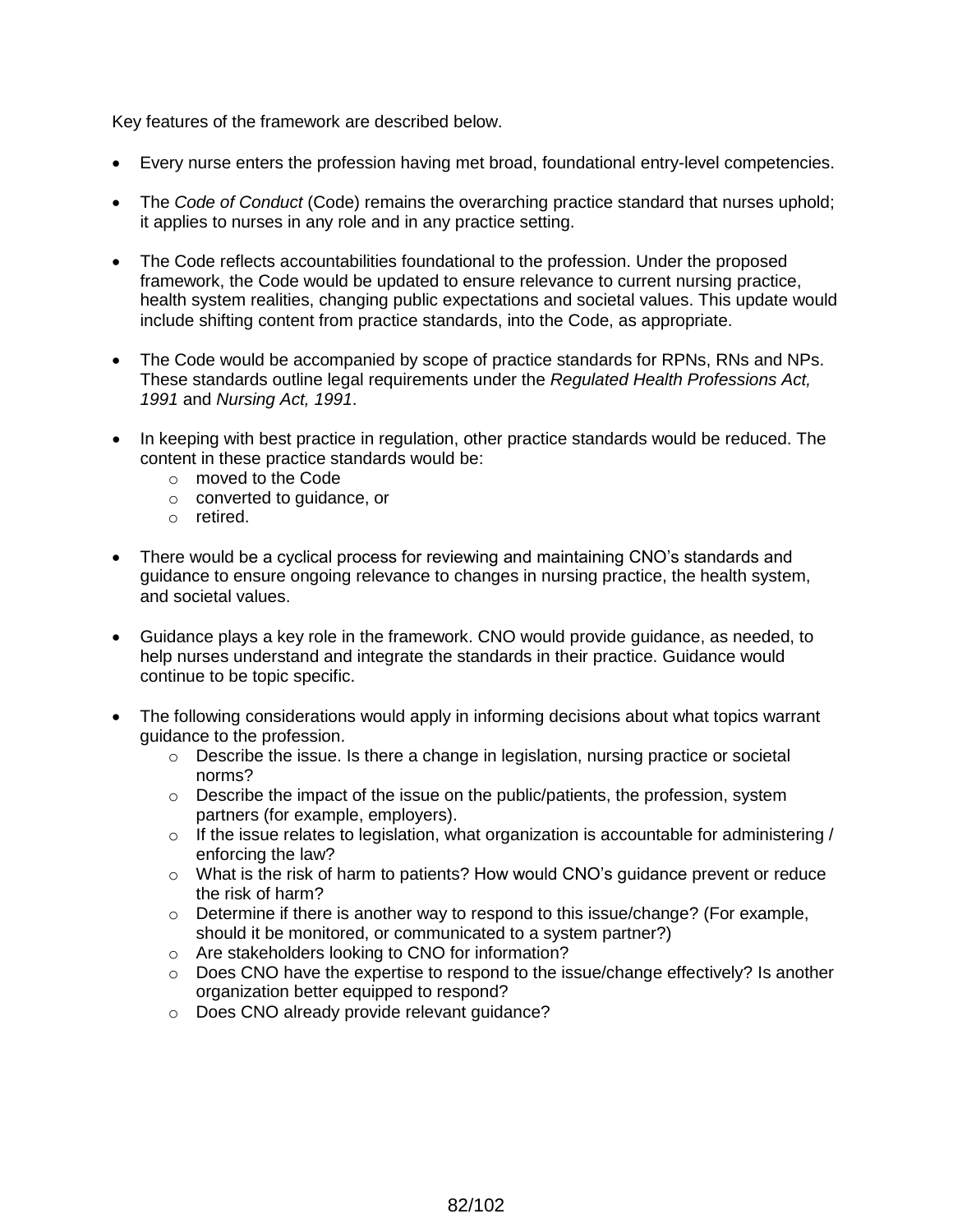Key features of the framework are described below.

- Every nurse enters the profession having met broad, foundational entry-level competencies.
- The *Code of Conduct* (Code) remains the overarching practice standard that nurses uphold; it applies to nurses in any role and in any practice setting.
- The Code reflects accountabilities foundational to the profession. Under the proposed framework, the Code would be updated to ensure relevance to current nursing practice, health system realities, changing public expectations and societal values. This update would include shifting content from practice standards, into the Code, as appropriate.
- The Code would be accompanied by scope of practice standards for RPNs, RNs and NPs. These standards outline legal requirements under the *Regulated Health Professions Act, 1991* and *Nursing Act, 1991*.
- In keeping with best practice in regulation, other practice standards would be reduced. The content in these practice standards would be:
  - moved to the Code
  - converted to guidance, or
  - retired.
- There would be a cyclical process for reviewing and maintaining CNO's standards and guidance to ensure ongoing relevance to changes in nursing practice, the health system, and societal values.
- Guidance plays a key role in the framework. CNO would provide guidance, as needed, to help nurses understand and integrate the standards in their practice. Guidance would continue to be topic specific.
- The following considerations would apply in informing decisions about what topics warrant guidance to the profession.
  - Describe the issue. Is there a change in legislation, nursing practice or societal norms?
  - Describe the impact of the issue on the public/patients, the profession, system partners (for example, employers).
  - If the issue relates to legislation, what organization is accountable for administering / enforcing the law?
  - What is the risk of harm to patients? How would CNO's guidance prevent or reduce the risk of harm?
  - Determine if there is another way to respond to this issue/change? (For example, should it be monitored, or communicated to a system partner?)
  - Are stakeholders looking to CNO for information?
  - Does CNO have the expertise to respond to the issue/change effectively? Is another organization better equipped to respond?
  - Does CNO already provide relevant guidance?